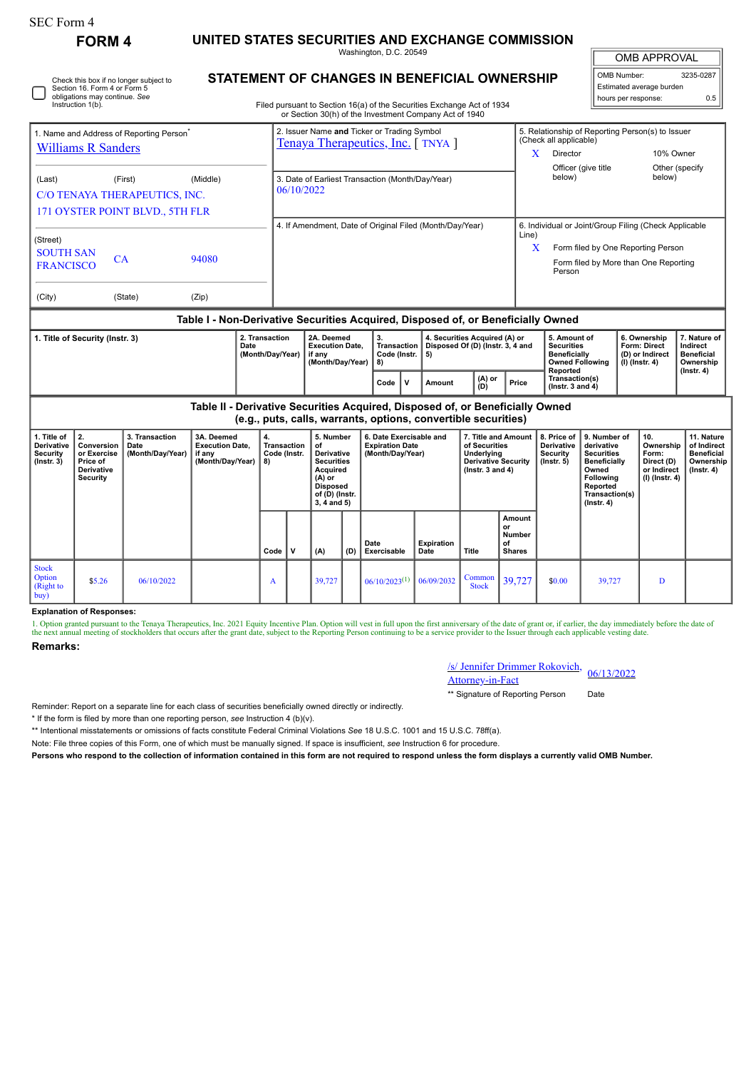SEC Form 4

**FORM 4**

# UNITED STATES SECURITIES AND EXCHANGE COMMISSION

Washington, D.C. 20549

## STATEMENT OF CHANGES IN BENEFICIAL OWNERSHIP

Filed pursuant to Section 16(a) of the Securities Exchange Act of 1934 or Section 30(h) of the Investment Company Act of 1940

| OMB APPROVAL | |
|---|---|
| OMB Number: | 3235-0287 |
| Estimated average burden hours per response: | 0.5 |

☐ Check this box if no longer subject to Section 16. Form 4 or Form 5 obligations may continue. *See* Instruction 1(b).

1. Name and Address of Reporting Person*
Williams R Sanders

(Last) (First) (Middle)
C/O TENAYA THERAPEUTICS, INC.
171 OYSTER POINT BLVD., 5TH FLR

(Street)
SOUTH SAN FRANCISCO CA 94080

(City) (State) (Zip)

2. Issuer Name **and** Ticker or Trading Symbol
Tenaya Therapeutics, Inc. [ TNYA ]

3. Date of Earliest Transaction (Month/Day/Year)
06/10/2022

4. If Amendment, Date of Original Filed (Month/Day/Year)

5. Relationship of Reporting Person(s) to Issuer (Check all applicable)
X Director
10% Owner
Officer (give title below)
Other (specify below)

6. Individual or Joint/Group Filing (Check Applicable Line)
X Form filed by One Reporting Person
Form filed by More than One Reporting Person

### Table I - Non-Derivative Securities Acquired, Disposed of, or Beneficially Owned

| 1. Title of Security (Instr. 3) | 2. Transaction Date (Month/Day/Year) | 2A. Deemed Execution Date, if any (Month/Day/Year) | 3. Transaction Code (Instr. 8) | | 4. Securities Acquired (A) or Disposed Of (D) (Instr. 3, 4 and 5) | | | 5. Amount of Securities Beneficially Owned Following Reported Transaction(s) (Instr. 3 and 4) | 6. Ownership Form: Direct (D) or Indirect (I) (Instr. 4) | 7. Nature of Indirect Beneficial Ownership (Instr. 4) |
|---|---|---|---|---|---|---|---|---|---|---|
| | | | Code | V | Amount | (A) or (D) | Price | | | |

### Table II - Derivative Securities Acquired, Disposed of, or Beneficially Owned (e.g., puts, calls, warrants, options, convertible securities)

| 1. Title of Derivative Security (Instr. 3) | 2. Conversion or Exercise Price of Derivative Security | 3. Transaction Date (Month/Day/Year) | 3A. Deemed Execution Date, if any (Month/Day/Year) | 4. Transaction Code (Instr. 8) | | 5. Number of Derivative Securities Acquired (A) or Disposed of (D) (Instr. 3, 4 and 5) | | 6. Date Exercisable and Expiration Date (Month/Day/Year) | | 7. Title and Amount of Securities Underlying Derivative Security (Instr. 3 and 4) | | 8. Price of Derivative Security (Instr. 5) | 9. Number of derivative Securities Beneficially Owned Following Reported Transaction(s) (Instr. 4) | 10. Ownership Form: Direct (D) or Indirect (I) (Instr. 4) | 11. Nature of Indirect Beneficial Ownership (Instr. 4) |
|---|---|---|---|---|---|---|---|---|---|---|---|---|---|---|---|
| | | | | Code | V | (A) | (D) | Date Exercisable | Expiration Date | Title | Amount or Number of Shares | | | | |
| Stock Option (Right to buy) | $5.26 | 06/10/2022 | | A | | 39,727 | | 06/10/2023[(1)] | 06/09/2032 | Common Stock | 39,727 | $0.00 | 39,727 | D | |

**Explanation of Responses:**

1. Option granted pursuant to the Tenaya Therapeutics, Inc. 2021 Equity Incentive Plan. Option will vest in full upon the first anniversary of the date of grant or, if earlier, the day immediately before the date of the next annual meeting of stockholders that occurs after the grant date, subject to the Reporting Person continuing to be a service provider to the Issuer through each applicable vesting date.

**Remarks:**

/s/ Jennifer Drimmer Rokovich, Attorney-in-Fact — 06/13/2022

** Signature of Reporting Person — Date

Reminder: Report on a separate line for each class of securities beneficially owned directly or indirectly.

* If the form is filed by more than one reporting person, *see* Instruction 4 (b)(v).

** Intentional misstatements or omissions of facts constitute Federal Criminal Violations *See* 18 U.S.C. 1001 and 15 U.S.C. 78ff(a).

Note: File three copies of this Form, one of which must be manually signed. If space is insufficient, *see* Instruction 6 for procedure.

**Persons who respond to the collection of information contained in this form are not required to respond unless the form displays a currently valid OMB Number.**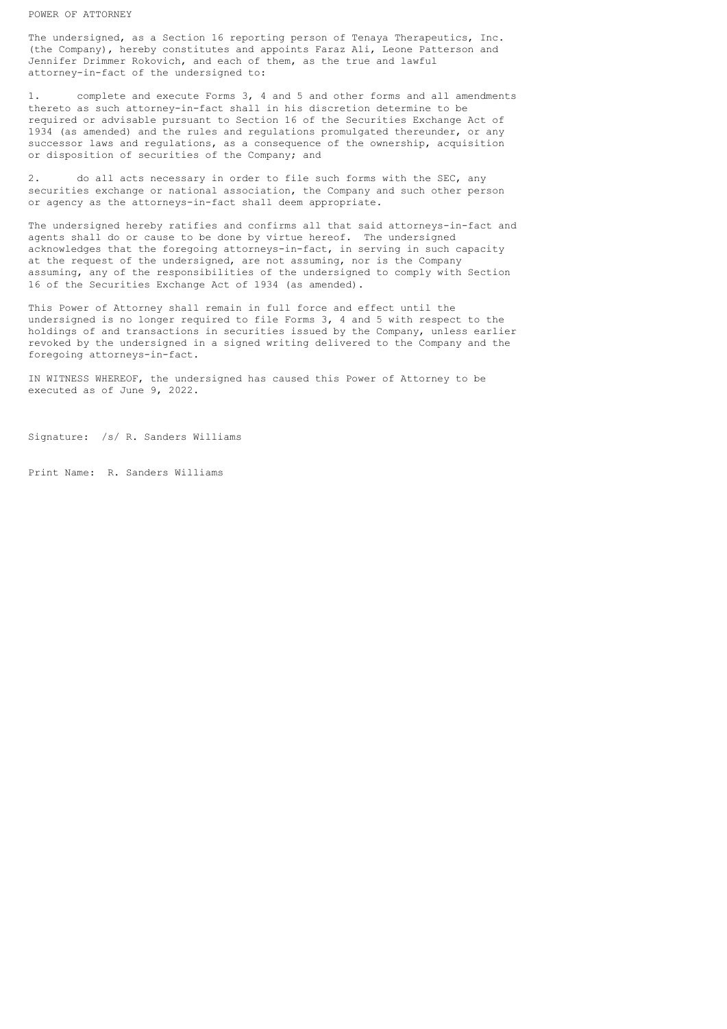# POWER OF ATTORNEY

The undersigned, as a Section 16 reporting person of Tenaya Therapeutics, Inc. (the Company), hereby constitutes and appoints Faraz Ali, Leone Patterson and Jennifer Drimmer Rokovich, and each of them, as the true and lawful attorney-in-fact of the undersigned to:

1. complete and execute Forms 3, 4 and 5 and other forms and all amendments thereto as such attorney-in-fact shall in his discretion determine to be required or advisable pursuant to Section 16 of the Securities Exchange Act of 1934 (as amended) and the rules and regulations promulgated thereunder, or any successor laws and regulations, as a consequence of the ownership, acquisition or disposition of securities of the Company; and

2. do all acts necessary in order to file such forms with the SEC, any securities exchange or national association, the Company and such other person or agency as the attorneys-in-fact shall deem appropriate.

The undersigned hereby ratifies and confirms all that said attorneys-in-fact and agents shall do or cause to be done by virtue hereof. The undersigned acknowledges that the foregoing attorneys-in-fact, in serving in such capacity at the request of the undersigned, are not assuming, nor is the Company assuming, any of the responsibilities of the undersigned to comply with Section 16 of the Securities Exchange Act of 1934 (as amended).

This Power of Attorney shall remain in full force and effect until the undersigned is no longer required to file Forms 3, 4 and 5 with respect to the holdings of and transactions in securities issued by the Company, unless earlier revoked by the undersigned in a signed writing delivered to the Company and the foregoing attorneys-in-fact.

IN WITNESS WHEREOF, the undersigned has caused this Power of Attorney to be executed as of June 9, 2022.

Signature: /s/ R. Sanders Williams

Print Name: R. Sanders Williams